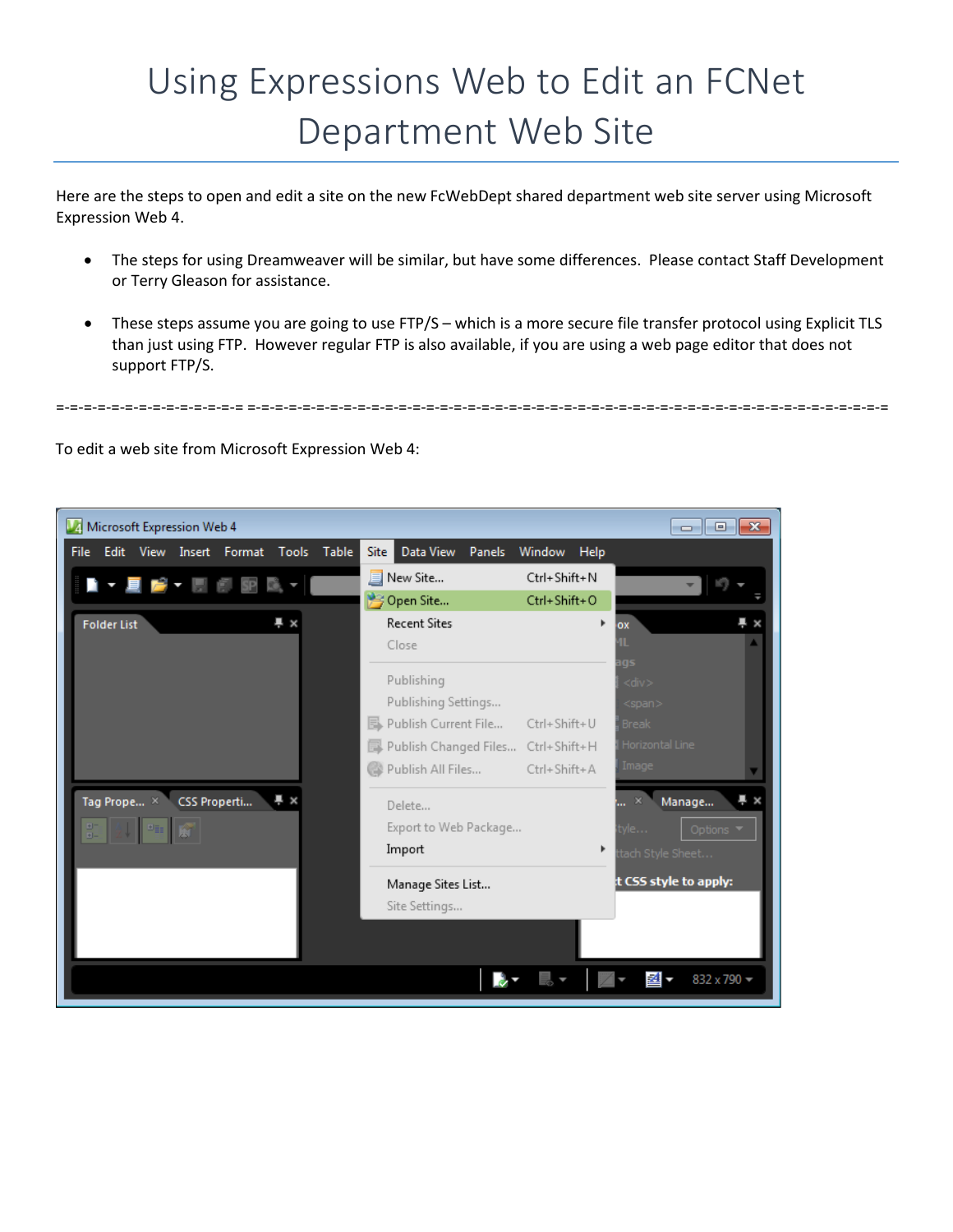# Using Expressions Web to Edit an FCNet Department Web Site

Here are the steps to open and edit a site on the new FcWebDept shared department web site server using Microsoft Expression Web 4.

- The steps for using Dreamweaver will be similar, but have some differences. Please contact Staff Development or Terry Gleason for assistance.

- These steps assume you are going to use FTP/S – which is a more secure file transfer protocol using Explicit TLS than just using FTP. However regular FTP is also available, if you are using a web page editor that does not support FTP/S.

=-=-=-=-=-=-=-=-=-=-=-=-=-=-= =-=-=-=-=-=-=-=-=-=-=-=-=-=-=-=-=-=-=-=-=-=-=-=-=-=-=-=-=-=-=-=-=-=-=-=-=-=-=-=-=-=-=-=-=-=-=-=-=

To edit a web site from Microsoft Expression Web 4: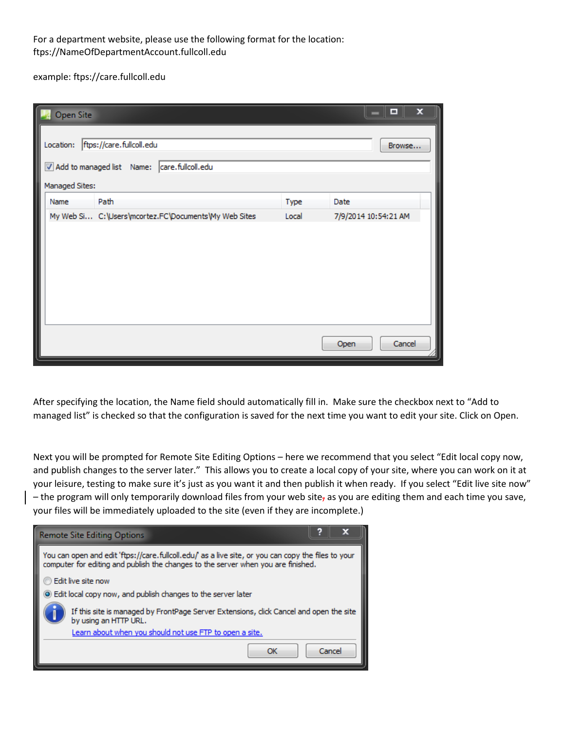For a department website, please use the following format for the location:
ftps://NameOfDepartmentAccount.fullcoll.edu

example: ftps://care.fullcoll.edu

After specifying the location, the Name field should automatically fill in. Make sure the checkbox next to "Add to managed list" is checked so that the configuration is saved for the next time you want to edit your site. Click on Open.

Next you will be prompted for Remote Site Editing Options – here we recommend that you select "Edit local copy now, and publish changes to the server later." This allows you to create a local copy of your site, where you can work on it at your leisure, testing to make sure it's just as you want it and then publish it when ready. If you select "Edit live site now" – the program will only temporarily download files from your web site, as you are editing them and each time you save, your files will be immediately uploaded to the site (even if they are incomplete.)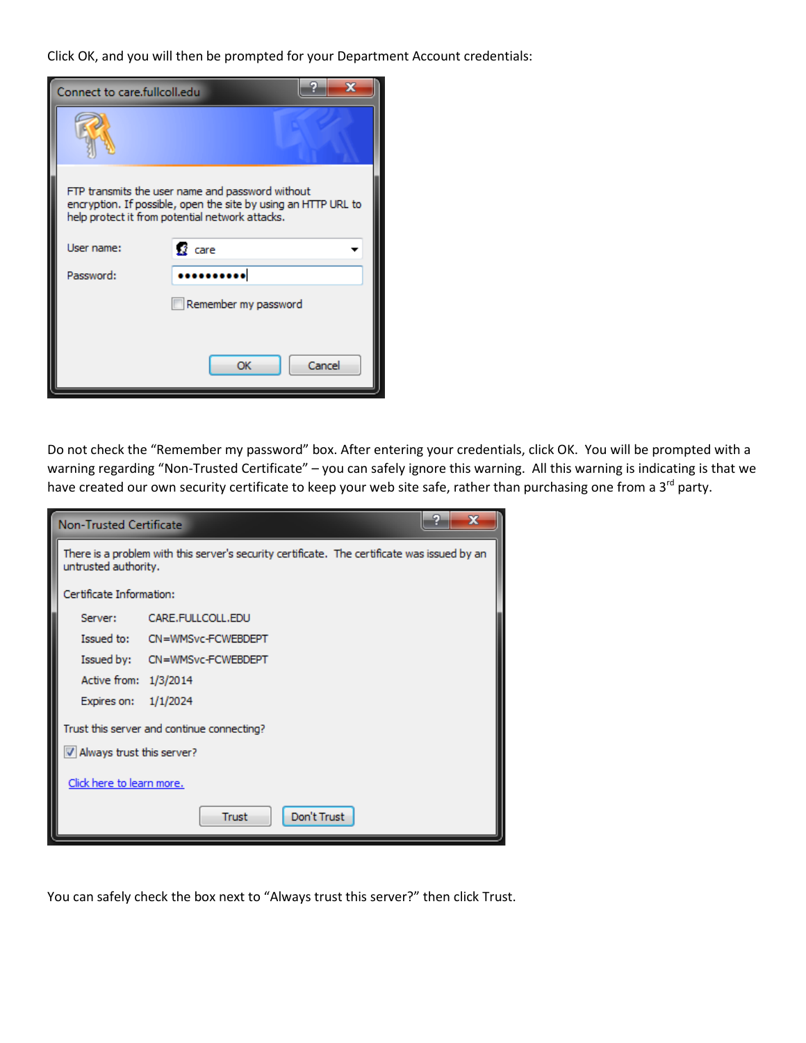Click OK, and you will then be prompted for your Department Account credentials:

Connect to care.fullcoll.edu

FTP transmits the user name and password without encryption. If possible, open the site by using an HTTP URL to help protect it from potential network attacks.

User name: care

Password: ••••••••••

Remember my password

OK Cancel

Do not check the "Remember my password" box. After entering your credentials, click OK. You will be prompted with a warning regarding "Non-Trusted Certificate" – you can safely ignore this warning. All this warning is indicating is that we have created our own security certificate to keep your web site safe, rather than purchasing one from a 3rd party.

Non-Trusted Certificate

There is a problem with this server's security certificate. The certificate was issued by an untrusted authority.

Certificate Information:

Server: CARE.FULLCOLL.EDU

Issued to: CN=WMSvc-FCWEBDEPT

Issued by: CN=WMSvc-FCWEBDEPT

Active from: 1/3/2014

Expires on: 1/1/2024

Trust this server and continue connecting?

Always trust this server?

Click here to learn more.

Trust Don't Trust

You can safely check the box next to "Always trust this server?" then click Trust.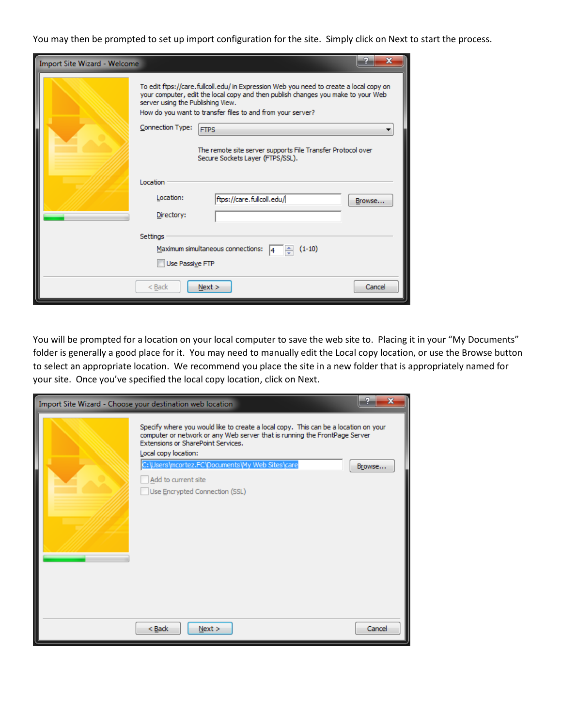You may then be prompted to set up import configuration for the site. Simply click on Next to start the process.

You will be prompted for a location on your local computer to save the web site to. Placing it in your "My Documents" folder is generally a good place for it. You may need to manually edit the Local copy location, or use the Browse button to select an appropriate location. We recommend you place the site in a new folder that is appropriately named for your site. Once you've specified the local copy location, click on Next.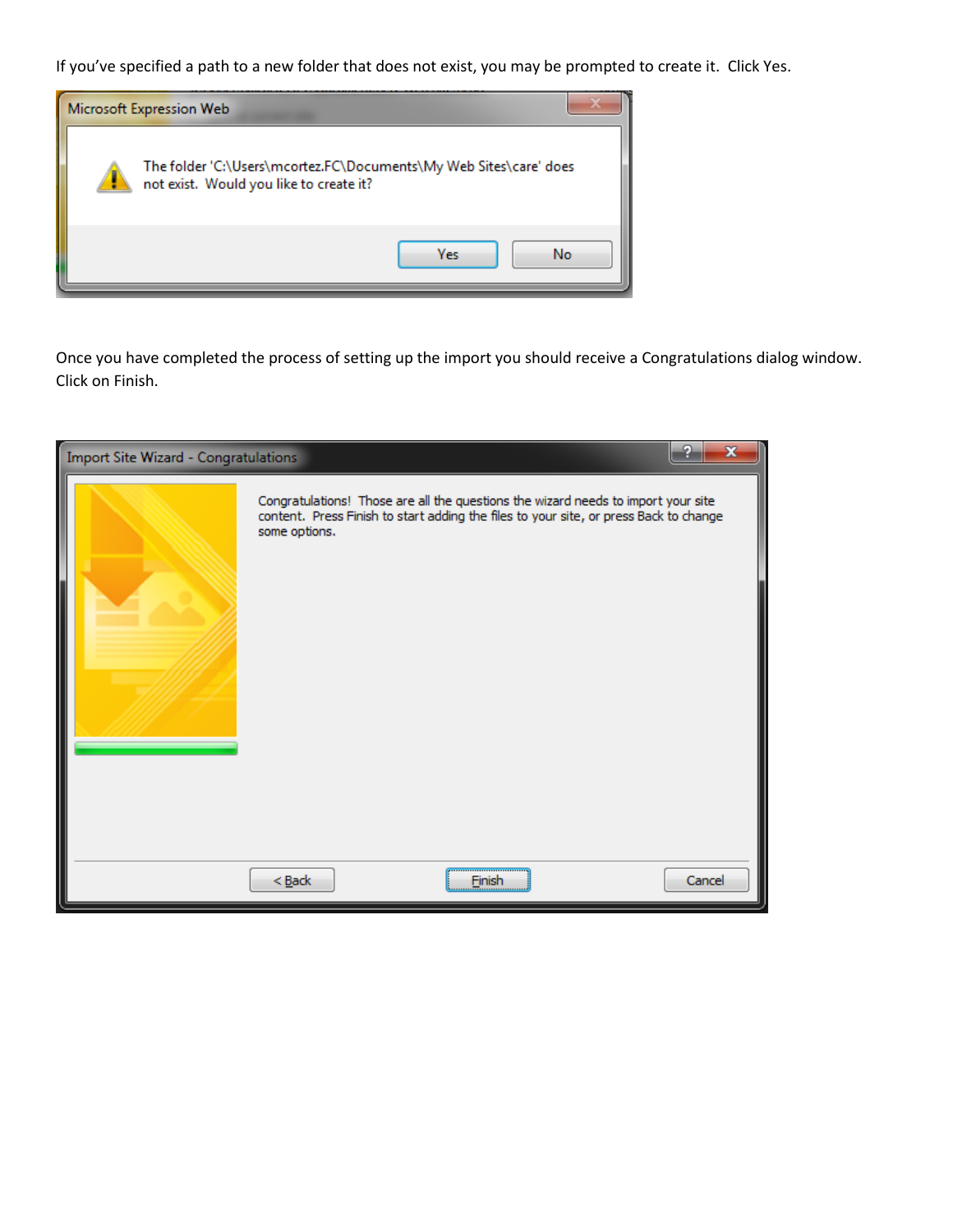If you've specified a path to a new folder that does not exist, you may be prompted to create it.  Click Yes.

Once you have completed the process of setting up the import you should receive a Congratulations dialog window.  Click on Finish.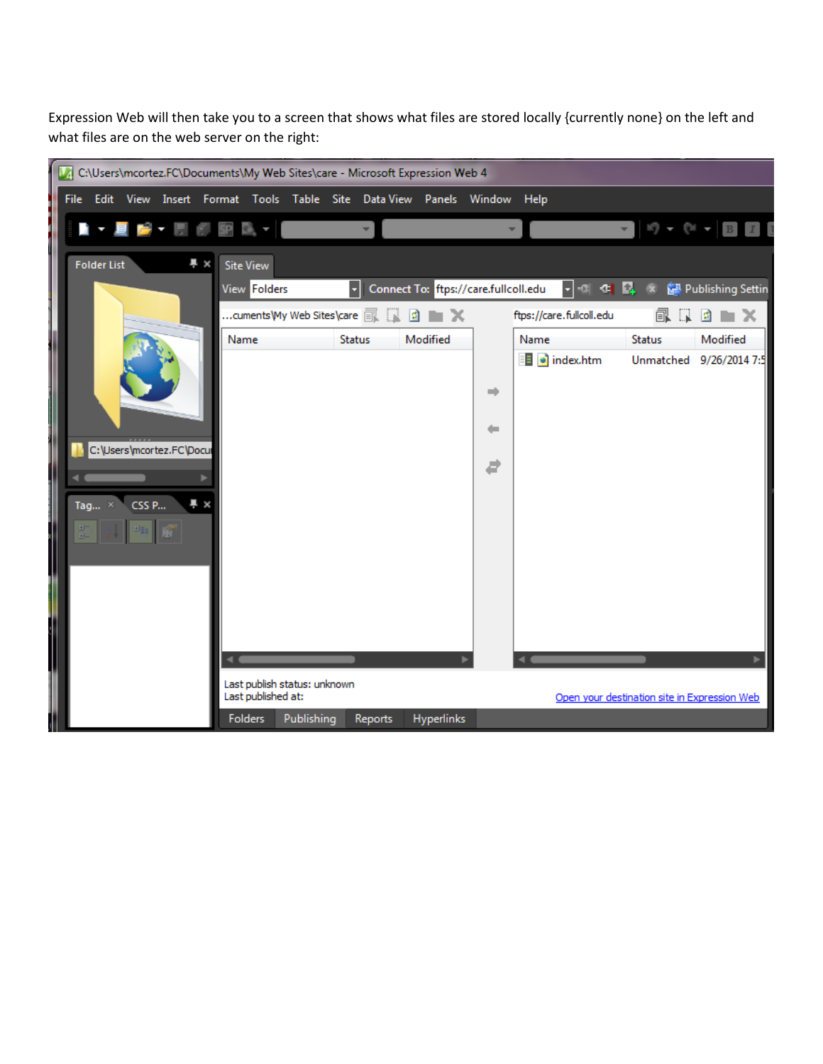Expression Web will then take you to a screen that shows what files are stored locally {currently none} on the left and what files are on the web server on the right: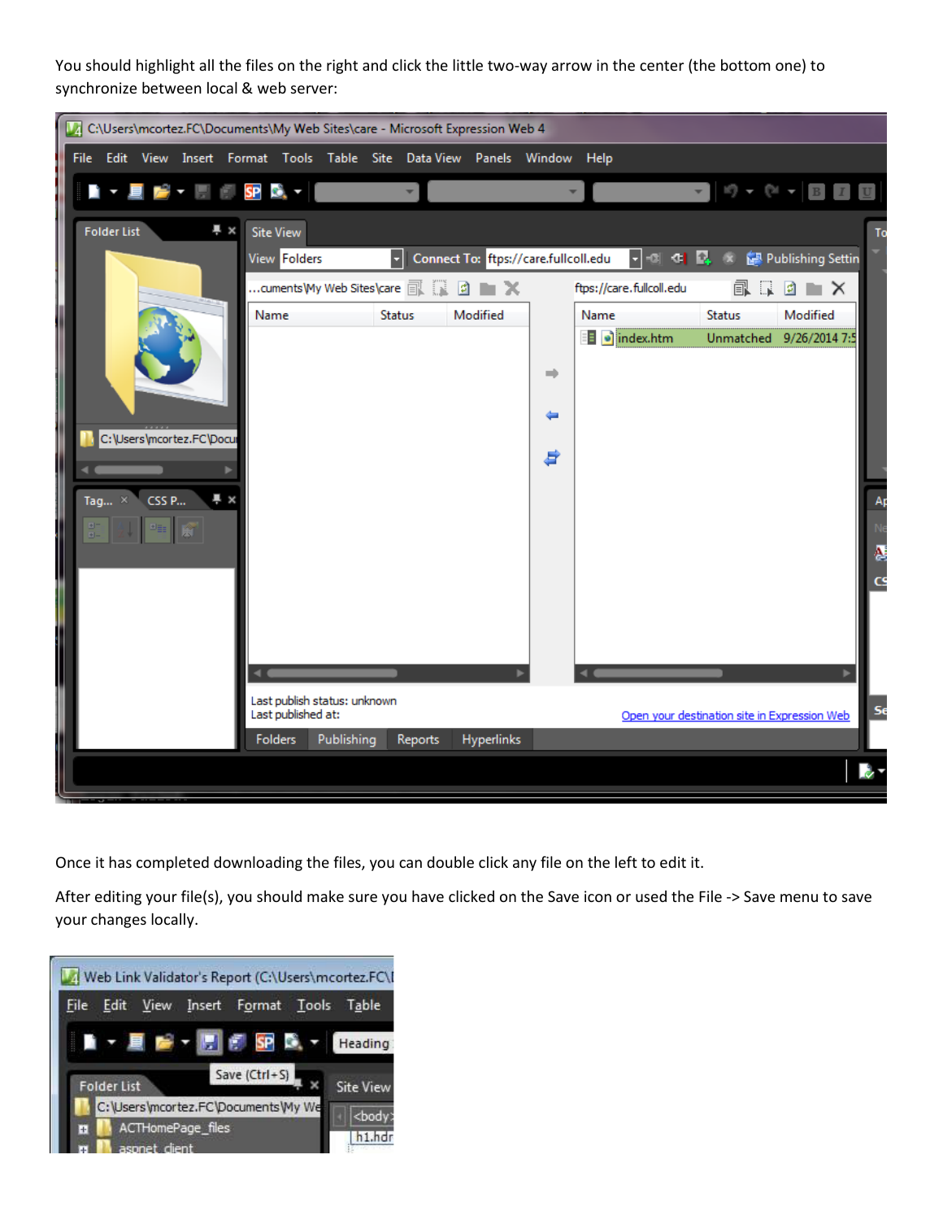You should highlight all the files on the right and click the little two-way arrow in the center (the bottom one) to synchronize between local & web server:

Once it has completed downloading the files, you can double click any file on the left to edit it.

After editing your file(s), you should make sure you have clicked on the Save icon or used the File -> Save menu to save your changes locally.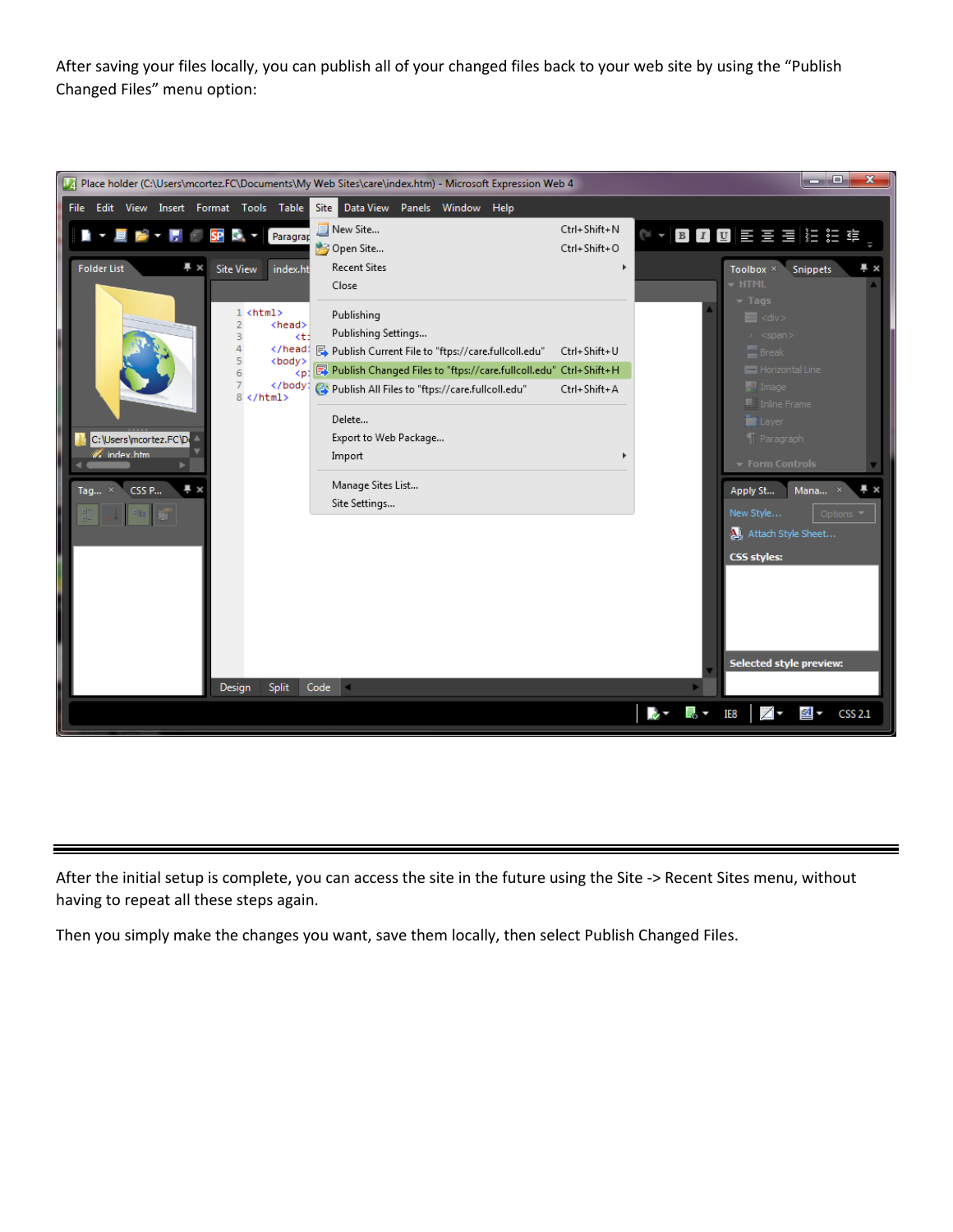After saving your files locally, you can publish all of your changed files back to your web site by using the “Publish Changed Files” menu option:

---

After the initial setup is complete, you can access the site in the future using the Site -> Recent Sites menu, without having to repeat all these steps again.

Then you simply make the changes you want, save them locally, then select Publish Changed Files.